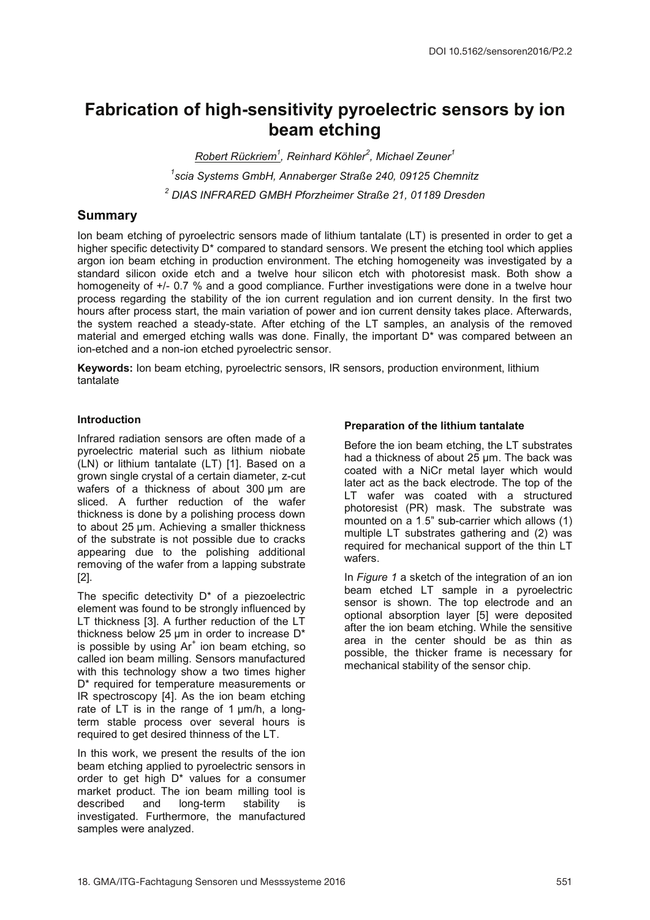DOI 10.5162/sensoren2016/P2.2

# Fabrication of high-sensitivity pyroelectric sensors by ion beam etching

*Robert Rückriem[1], Reinhard Köhler[2], Michael Zeuner[1]*

*[1]scia Systems GmbH, Annaberger Straße 240, 09125 Chemnitz*

*[2] DIAS INFRARED GMBH Pforzheimer Straße 21, 01189 Dresden*

## Summary

Ion beam etching of pyroelectric sensors made of lithium tantalate (LT) is presented in order to get a higher specific detectivity D* compared to standard sensors. We present the etching tool which applies argon ion beam etching in production environment. The etching homogeneity was investigated by a standard silicon oxide etch and a twelve hour silicon etch with photoresist mask. Both show a homogeneity of +/- 0.7 % and a good compliance. Further investigations were done in a twelve hour process regarding the stability of the ion current regulation and ion current density. In the first two hours after process start, the main variation of power and ion current density takes place. Afterwards, the system reached a steady-state. After etching of the LT samples, an analysis of the removed material and emerged etching walls was done. Finally, the important D* was compared between an ion-etched and a non-ion etched pyroelectric sensor.

**Keywords:** Ion beam etching, pyroelectric sensors, IR sensors, production environment, lithium tantalate

### Introduction

Infrared radiation sensors are often made of a pyroelectric material such as lithium niobate (LN) or lithium tantalate (LT) [1]. Based on a grown single crystal of a certain diameter, z-cut wafers of a thickness of about 300 µm are sliced. A further reduction of the wafer thickness is done by a polishing process down to about 25 µm. Achieving a smaller thickness of the substrate is not possible due to cracks appearing due to the polishing additional removing of the wafer from a lapping substrate [2].

The specific detectivity D* of a piezoelectric element was found to be strongly influenced by LT thickness [3]. A further reduction of the LT thickness below 25 µm in order to increase D* is possible by using $Ar^+$ ion beam etching, so called ion beam milling. Sensors manufactured with this technology show a two times higher D* required for temperature measurements or IR spectroscopy [4]. As the ion beam etching rate of LT is in the range of 1 µm/h, a long-term stable process over several hours is required to get desired thinness of the LT.

In this work, we present the results of the ion beam etching applied to pyroelectric sensors in order to get high D* values for a consumer market product. The ion beam milling tool is described and long-term stability is investigated. Furthermore, the manufactured samples were analyzed.

### Preparation of the lithium tantalate

Before the ion beam etching, the LT substrates had a thickness of about 25 µm. The back was coated with a NiCr metal layer which would later act as the back electrode. The top of the LT wafer was coated with a structured photoresist (PR) mask. The substrate was mounted on a 1.5" sub-carrier which allows (1) multiple LT substrates gathering and (2) was required for mechanical support of the thin LT wafers.

In *Figure 1* a sketch of the integration of an ion beam etched LT sample in a pyroelectric sensor is shown. The top electrode and an optional absorption layer [5] were deposited after the ion beam etching. While the sensitive area in the center should be as thin as possible, the thicker frame is necessary for mechanical stability of the sensor chip.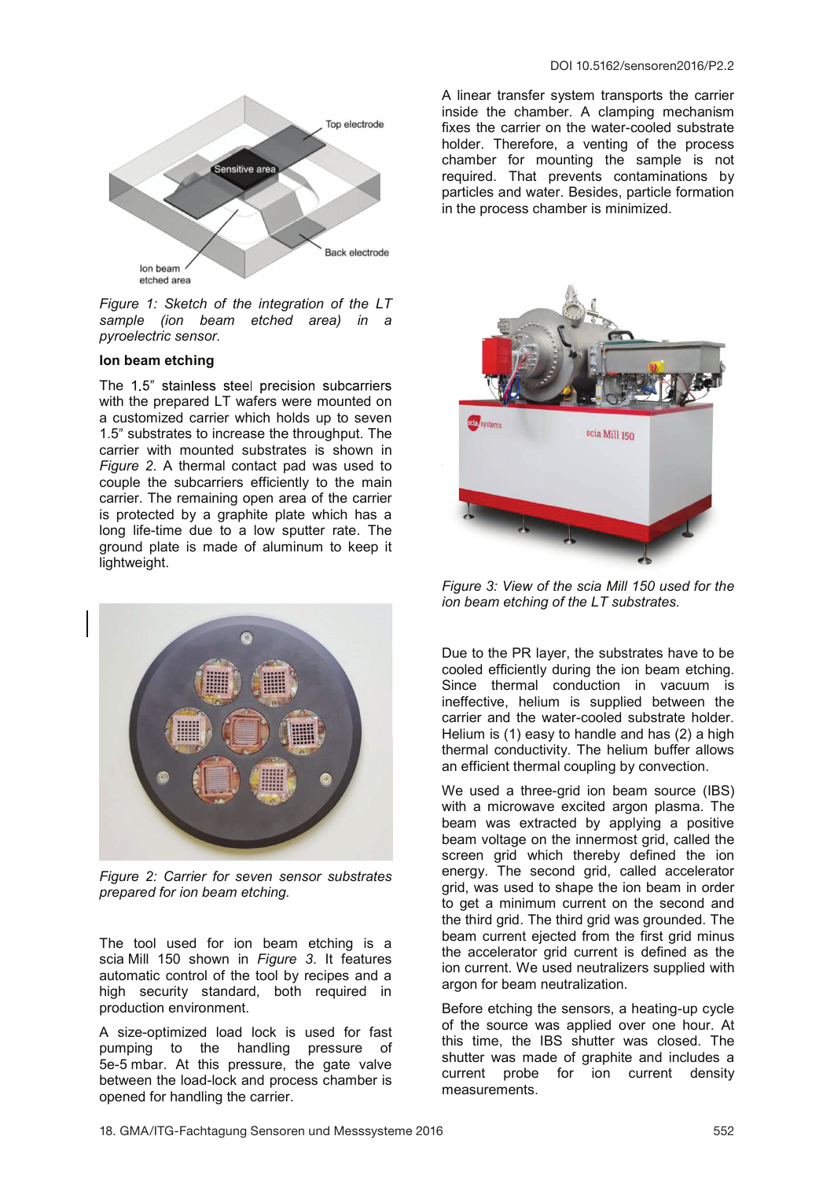Figure 1: *Sketch of the integration of the LT sample (ion beam etched area) in a pyroelectric sensor.*

### Ion beam etching

The 1.5" stainless steel precision subcarriers with the prepared LT wafers were mounted on a customized carrier which holds up to seven 1.5" substrates to increase the throughput. The carrier with mounted substrates is shown in *Figure 2*. A thermal contact pad was used to couple the subcarriers efficiently to the main carrier. The remaining open area of the carrier is protected by a graphite plate which has a long life-time due to a low sputter rate. The ground plate is made of aluminum to keep it lightweight.

*Figure 2: Carrier for seven sensor substrates prepared for ion beam etching.*

The tool used for ion beam etching is a scia Mill 150 shown in *Figure 3*. It features automatic control of the tool by recipes and a high security standard, both required in production environment.

A size-optimized load lock is used for fast pumping to the handling pressure of 5e-5 mbar. At this pressure, the gate valve between the load-lock and process chamber is opened for handling the carrier.

A linear transfer system transports the carrier inside the chamber. A clamping mechanism fixes the carrier on the water-cooled substrate holder. Therefore, a venting of the process chamber for mounting the sample is not required. That prevents contaminations by particles and water. Besides, particle formation in the process chamber is minimized.

*Figure 3: View of the scia Mill 150 used for the ion beam etching of the LT substrates.*

Due to the PR layer, the substrates have to be cooled efficiently during the ion beam etching. Since thermal conduction in vacuum is ineffective, helium is supplied between the carrier and the water-cooled substrate holder. Helium is (1) easy to handle and has (2) a high thermal conductivity. The helium buffer allows an efficient thermal coupling by convection.

We used a three-grid ion beam source (IBS) with a microwave excited argon plasma. The beam was extracted by applying a positive beam voltage on the innermost grid, called the screen grid which thereby defined the ion energy. The second grid, called accelerator grid, was used to shape the ion beam in order to get a minimum current on the second and the third grid. The third grid was grounded. The beam current ejected from the first grid minus the accelerator grid current is defined as the ion current. We used neutralizers supplied with argon for beam neutralization.

Before etching the sensors, a heating-up cycle of the source was applied over one hour. At this time, the IBS shutter was closed. The shutter was made of graphite and includes a current probe for ion current density measurements.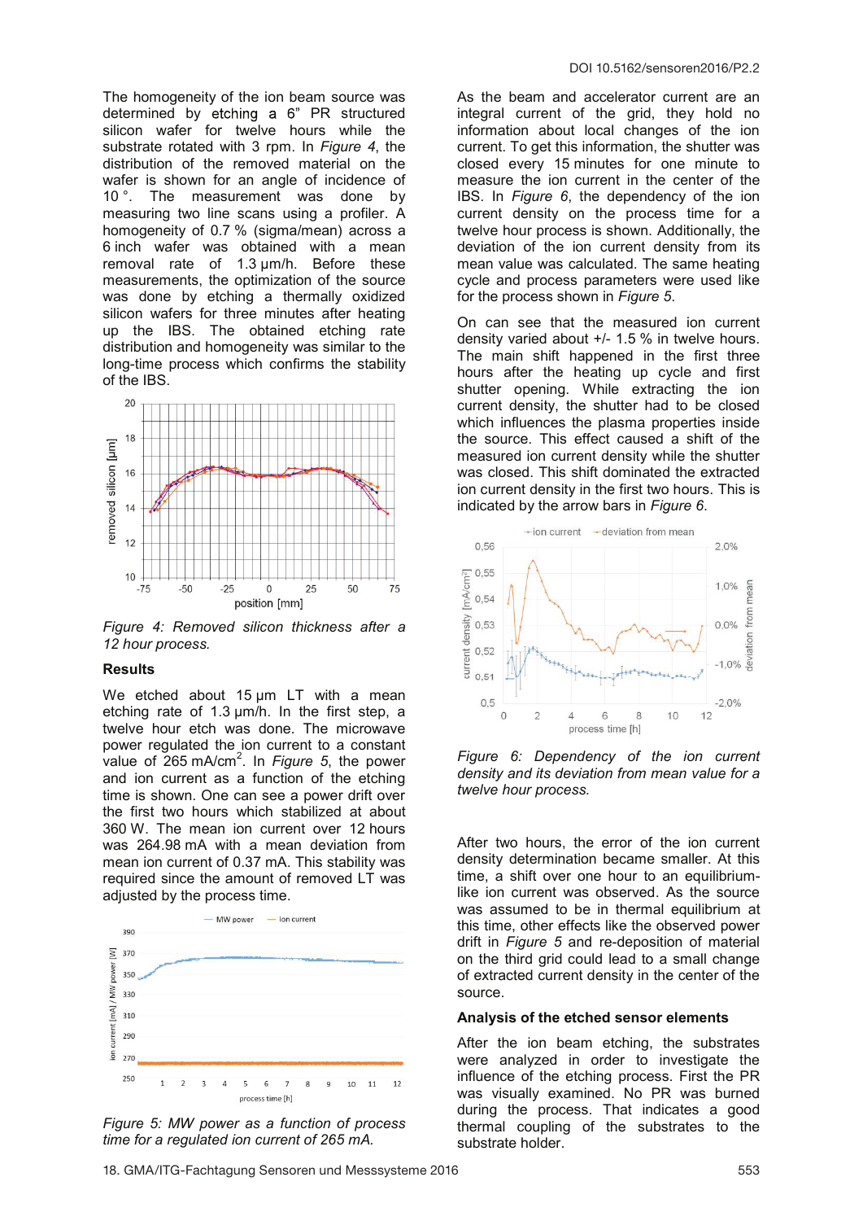The homogeneity of the ion beam source was determined by etching a 6” PR structured silicon wafer for twelve hours while the substrate rotated with 3 rpm. In *Figure 4*, the distribution of the removed material on the wafer is shown for an angle of incidence of 10 °. The measurement was done by measuring two line scans using a profiler. A homogeneity of 0.7 % (sigma/mean) across a 6 inch wafer was obtained with a mean removal rate of 1.3 µm/h. Before these measurements, the optimization of the source was done by etching a thermally oxidized silicon wafers for three minutes after heating up the IBS. The obtained etching rate distribution and homogeneity was similar to the long-time process which confirms the stability of the IBS.

*Figure 4: Removed silicon thickness after a 12 hour process.*

**Results**

We etched about 15 µm LT with a mean etching rate of 1.3 µm/h. In the first step, a twelve hour etch was done. The microwave power regulated the ion current to a constant value of 265 mA/cm$^2$. In *Figure 5*, the power and ion current as a function of the etching time is shown. One can see a power drift over the first two hours which stabilized at about 360 W. The mean ion current over 12 hours was 264.98 mA with a mean deviation from mean ion current of 0.37 mA. This stability was required since the amount of removed LT was adjusted by the process time.

*Figure 5: MW power as a function of process time for a regulated ion current of 265 mA.*

As the beam and accelerator current are an integral current of the grid, they hold no information about local changes of the ion current. To get this information, the shutter was closed every 15 minutes for one minute to measure the ion current in the center of the IBS. In *Figure 6*, the dependency of the ion current density on the process time for a twelve hour process is shown. Additionally, the deviation of the ion current density from its mean value was calculated. The same heating cycle and process parameters were used like for the process shown in *Figure 5*.

On can see that the measured ion current density varied about +/- 1.5 % in twelve hours. The main shift happened in the first three hours after the heating up cycle and first shutter opening. While extracting the ion current density, the shutter had to be closed which influences the plasma properties inside the source. This effect caused a shift of the measured ion current density while the shutter was closed. This shift dominated the extracted ion current density in the first two hours. This is indicated by the arrow bars in *Figure 6*.

*Figure 6: Dependency of the ion current density and its deviation from mean value for a twelve hour process.*

After two hours, the error of the ion current density determination became smaller. At this time, a shift over one hour to an equilibrium-like ion current was observed. As the source was assumed to be in thermal equilibrium at this time, other effects like the observed power drift in *Figure 5* and re-deposition of material on the third grid could lead to a small change of extracted current density in the center of the source.

**Analysis of the etched sensor elements**

After the ion beam etching, the substrates were analyzed in order to investigate the influence of the etching process. First the PR was visually examined. No PR was burned during the process. That indicates a good thermal coupling of the substrates to the substrate holder.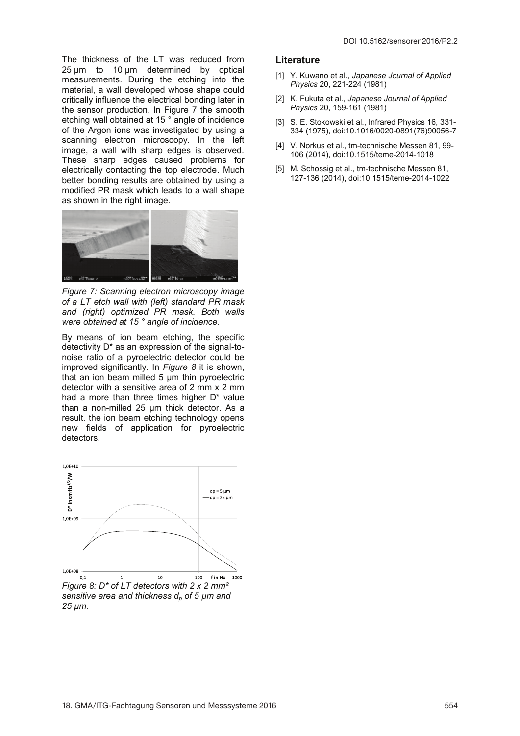The thickness of the LT was reduced from 25 µm to 10 µm determined by optical measurements. During the etching into the material, a wall developed whose shape could critically influence the electrical bonding later in the sensor production. In Figure 7 the smooth etching wall obtained at 15 ° angle of incidence of the Argon ions was investigated by using a scanning electron microscopy. In the left image, a wall with sharp edges is observed. These sharp edges caused problems for electrically contacting the top electrode. Much better bonding results are obtained by using a modified PR mask which leads to a wall shape as shown in the right image.

*Figure 7: Scanning electron microscopy image of a LT etch wall with (left) standard PR mask and (right) optimized PR mask. Both walls were obtained at 15 ° angle of incidence.*

By means of ion beam etching, the specific detectivity D* as an expression of the signal-to-noise ratio of a pyroelectric detector could be improved significantly. In *Figure 8* it is shown, that an ion beam milled 5 µm thin pyroelectric detector with a sensitive area of 2 mm x 2 mm had a more than three times higher D* value than a non-milled 25 µm thick detector. As a result, the ion beam etching technology opens new fields of application for pyroelectric detectors.

1,0E+10
D* in cm Hz$^{1/2}$/W
dp = 5 µm
dp = 25 µm
1,0E+09
1,0E+08
0,1
1
10
100
f in Hz
1000

*Figure 8: D* of LT detectors with 2 x 2 mm² sensitive area and thickness $d_p$ of 5 µm and 25 µm.*

## Literature

[1] Y. Kuwano et al., *Japanese Journal of Applied Physics* 20, 221-224 (1981)

[2] K. Fukuta et al., *Japanese Journal of Applied Physics* 20, 159-161 (1981)

[3] S. E. Stokowski et al., Infrared Physics 16, 331-334 (1975), doi:10.1016/0020-0891(76)90056-7

[4] V. Norkus et al., tm-technische Messen 81, 99-106 (2014), doi:10.1515/teme-2014-1018

[5] M. Schossig et al., tm-technische Messen 81, 127-136 (2014), doi:10.1515/teme-2014-1022